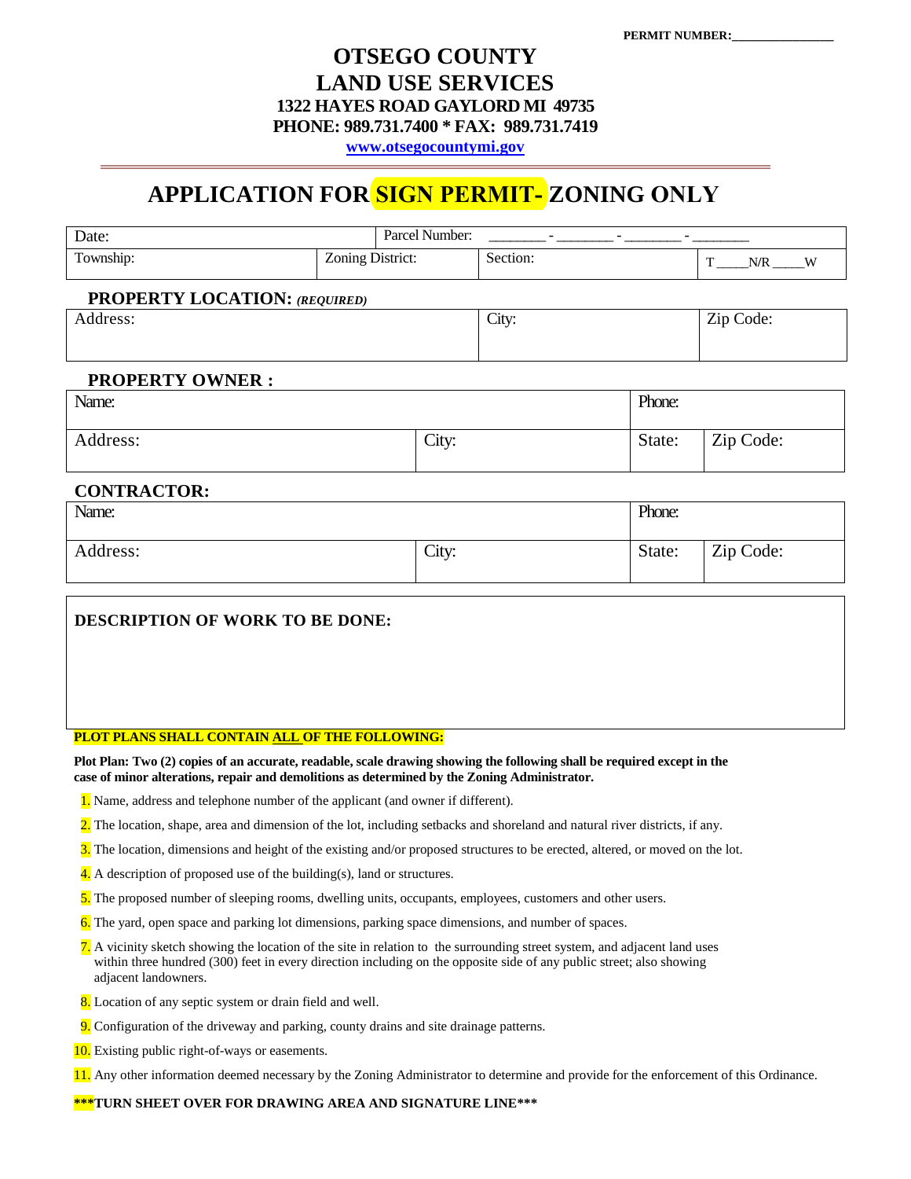PERMIT NUMBER:________________

# OTSEGO COUNTY
# LAND USE SERVICES

**1322 HAYES ROAD GAYLORD MI 49735**
**PHONE: 989.731.7400 * FAX: 989.731.7419**
**www.otsegocountymi.gov**

## APPLICATION FOR SIGN PERMIT- ZONING ONLY

| Date: | | Parcel Number: ________ - ________ - ________ - ________ | |
|---|---|---|---|
| Township: | Zoning District: | Section: | T _____N/R _____W |

**PROPERTY LOCATION:** ***(REQUIRED)***

| Address: | City: | Zip Code: |
|---|---|---|

**PROPERTY OWNER :**

| Name: | | Phone: | |
|---|---|---|---|
| Address: | City: | State: | Zip Code: |

**CONTRACTOR:**

| Name: | | Phone: | |
|---|---|---|---|
| Address: | City: | State: | Zip Code: |

**DESCRIPTION OF WORK TO BE DONE:**

**PLOT PLANS SHALL CONTAIN ALL OF THE FOLLOWING:**

**Plot Plan: Two (2) copies of an accurate, readable, scale drawing showing the following shall be required except in the case of minor alterations, repair and demolitions as determined by the Zoning Administrator.**

1. Name, address and telephone number of the applicant (and owner if different).
2. The location, shape, area and dimension of the lot, including setbacks and shoreland and natural river districts, if any.
3. The location, dimensions and height of the existing and/or proposed structures to be erected, altered, or moved on the lot.
4. A description of proposed use of the building(s), land or structures.
5. The proposed number of sleeping rooms, dwelling units, occupants, employees, customers and other users.
6. The yard, open space and parking lot dimensions, parking space dimensions, and number of spaces.
7. A vicinity sketch showing the location of the site in relation to the surrounding street system, and adjacent land uses within three hundred (300) feet in every direction including on the opposite side of any public street; also showing adjacent landowners.
8. Location of any septic system or drain field and well.
9. Configuration of the driveway and parking, county drains and site drainage patterns.
10. Existing public right-of-ways or easements.
11. Any other information deemed necessary by the Zoning Administrator to determine and provide for the enforcement of this Ordinance.

*****TURN SHEET OVER FOR DRAWING AREA AND SIGNATURE LINE*****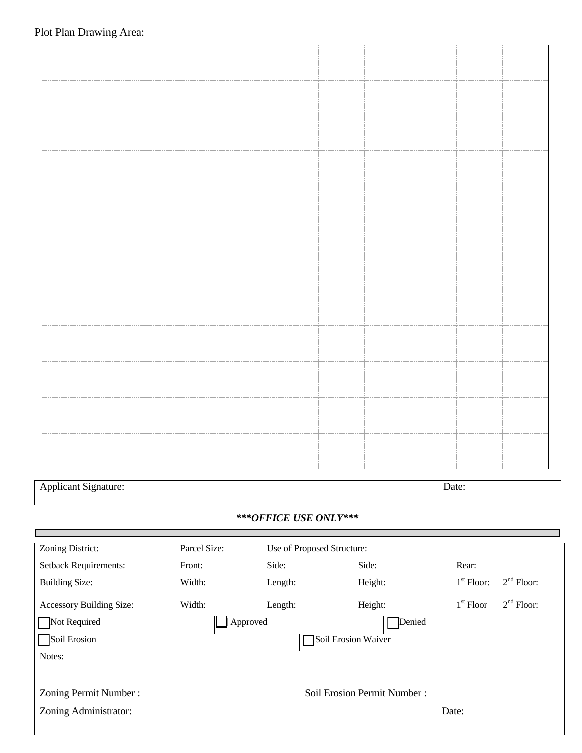Plot Plan Drawing Area:

| | |
|---|---|
| Applicant Signature: | Date: |

***\*\*\*OFFICE USE ONLY\*\*\****

| | | | | | |
|---|---|---|---|---|---|
| Zoning District: | Parcel Size: | Use of Proposed Structure: | | | |
| Setback Requirements: | Front: | Side: | Side: | Rear: | |
| Building Size: | Width: | Length: | Height: | 1st Floor: | 2nd Floor: |
| Accessory Building Size: | Width: | Length: | Height: | 1st Floor | 2nd Floor: |

☐ Not Required ☐ Approved ☐ Denied

☐ Soil Erosion ☐ Soil Erosion Waiver

Notes:

| | |
|---|---|
| Zoning Permit Number : | Soil Erosion Permit Number : |
| Zoning Administrator: | Date: |